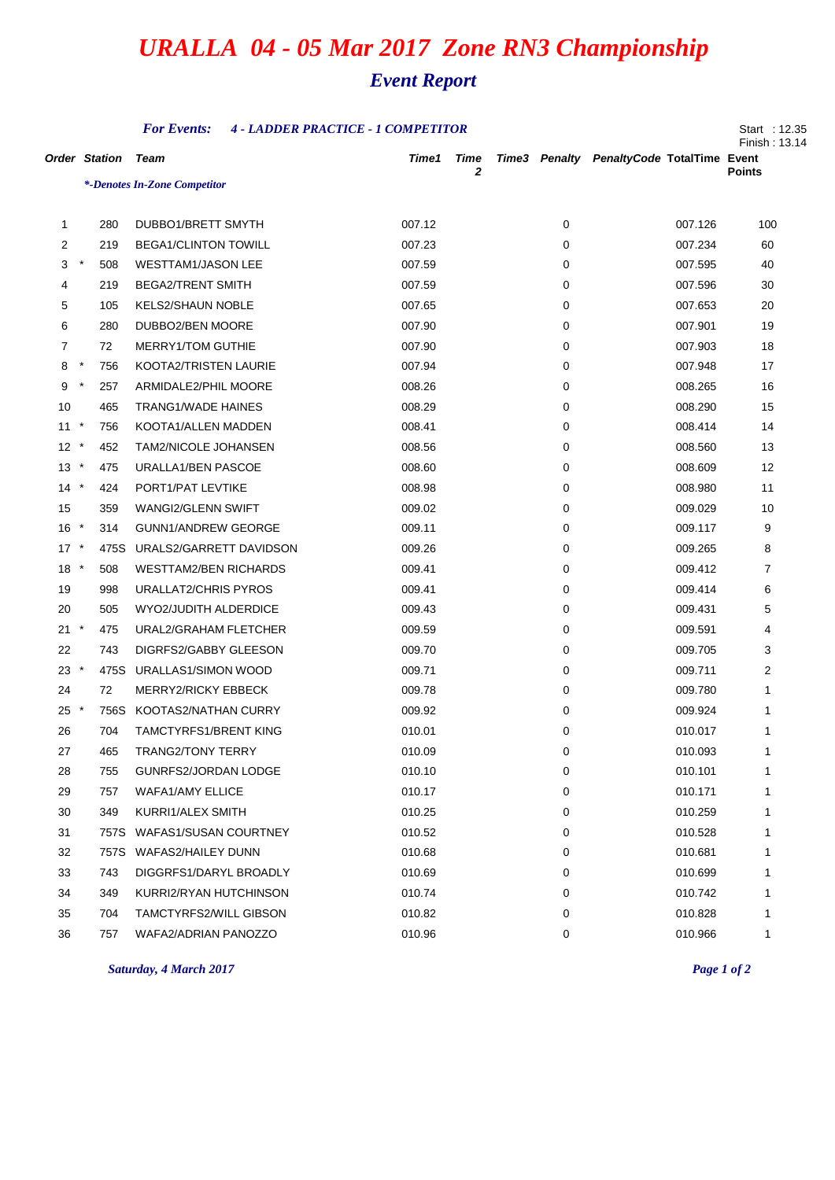# *URALLA 04 - 05 Mar 2017 Zone RN3 Championship*

## *Event Report*

***For Events:*** ***4 - LADDER PRACTICE - 1 COMPETITOR***

Start : 12.35
Finish : 13.14

*\*-Denotes In-Zone Competitor*

| Order | | Station | Team | Time1 | Time 2 | Time3 | Penalty | PenaltyCode | TotalTime | Event Points |
|---|---|---|---|---|---|---|---|---|---|---|
| 1 | | 280 | DUBBO1/BRETT SMYTH | 007.12 | | | 0 | | 007.126 | 100 |
| 2 | | 219 | BEGA1/CLINTON TOWILL | 007.23 | | | 0 | | 007.234 | 60 |
| 3 | * | 508 | WESTTAM1/JASON LEE | 007.59 | | | 0 | | 007.595 | 40 |
| 4 | | 219 | BEGA2/TRENT SMITH | 007.59 | | | 0 | | 007.596 | 30 |
| 5 | | 105 | KELS2/SHAUN NOBLE | 007.65 | | | 0 | | 007.653 | 20 |
| 6 | | 280 | DUBBO2/BEN MOORE | 007.90 | | | 0 | | 007.901 | 19 |
| 7 | | 72 | MERRY1/TOM GUTHIE | 007.90 | | | 0 | | 007.903 | 18 |
| 8 | * | 756 | KOOTA2/TRISTEN LAURIE | 007.94 | | | 0 | | 007.948 | 17 |
| 9 | * | 257 | ARMIDALE2/PHIL MOORE | 008.26 | | | 0 | | 008.265 | 16 |
| 10 | | 465 | TRANG1/WADE HAINES | 008.29 | | | 0 | | 008.290 | 15 |
| 11 | * | 756 | KOOTA1/ALLEN MADDEN | 008.41 | | | 0 | | 008.414 | 14 |
| 12 | * | 452 | TAM2/NICOLE JOHANSEN | 008.56 | | | 0 | | 008.560 | 13 |
| 13 | * | 475 | URALLA1/BEN PASCOE | 008.60 | | | 0 | | 008.609 | 12 |
| 14 | * | 424 | PORT1/PAT LEVTIKE | 008.98 | | | 0 | | 008.980 | 11 |
| 15 | | 359 | WANGI2/GLENN SWIFT | 009.02 | | | 0 | | 009.029 | 10 |
| 16 | * | 314 | GUNN1/ANDREW GEORGE | 009.11 | | | 0 | | 009.117 | 9 |
| 17 | * | 475S | URALS2/GARRETT DAVIDSON | 009.26 | | | 0 | | 009.265 | 8 |
| 18 | * | 508 | WESTTAM2/BEN RICHARDS | 009.41 | | | 0 | | 009.412 | 7 |
| 19 | | 998 | URALLAT2/CHRIS PYROS | 009.41 | | | 0 | | 009.414 | 6 |
| 20 | | 505 | WYO2/JUDITH ALDERDICE | 009.43 | | | 0 | | 009.431 | 5 |
| 21 | * | 475 | URAL2/GRAHAM FLETCHER | 009.59 | | | 0 | | 009.591 | 4 |
| 22 | | 743 | DIGRFS2/GABBY GLEESON | 009.70 | | | 0 | | 009.705 | 3 |
| 23 | * | 475S | URALLAS1/SIMON WOOD | 009.71 | | | 0 | | 009.711 | 2 |
| 24 | | 72 | MERRY2/RICKY EBBECK | 009.78 | | | 0 | | 009.780 | 1 |
| 25 | * | 756S | KOOTAS2/NATHAN CURRY | 009.92 | | | 0 | | 009.924 | 1 |
| 26 | | 704 | TAMCTYRFS1/BRENT KING | 010.01 | | | 0 | | 010.017 | 1 |
| 27 | | 465 | TRANG2/TONY TERRY | 010.09 | | | 0 | | 010.093 | 1 |
| 28 | | 755 | GUNRFS2/JORDAN LODGE | 010.10 | | | 0 | | 010.101 | 1 |
| 29 | | 757 | WAFA1/AMY ELLICE | 010.17 | | | 0 | | 010.171 | 1 |
| 30 | | 349 | KURRI1/ALEX SMITH | 010.25 | | | 0 | | 010.259 | 1 |
| 31 | | 757S | WAFAS1/SUSAN COURTNEY | 010.52 | | | 0 | | 010.528 | 1 |
| 32 | | 757S | WAFAS2/HAILEY DUNN | 010.68 | | | 0 | | 010.681 | 1 |
| 33 | | 743 | DIGGRFS1/DARYL BROADLY | 010.69 | | | 0 | | 010.699 | 1 |
| 34 | | 349 | KURRI2/RYAN HUTCHINSON | 010.74 | | | 0 | | 010.742 | 1 |
| 35 | | 704 | TAMCTYRFS2/WILL GIBSON | 010.82 | | | 0 | | 010.828 | 1 |
| 36 | | 757 | WAFA2/ADRIAN PANOZZO | 010.96 | | | 0 | | 010.966 | 1 |

*Saturday, 4 March 2017*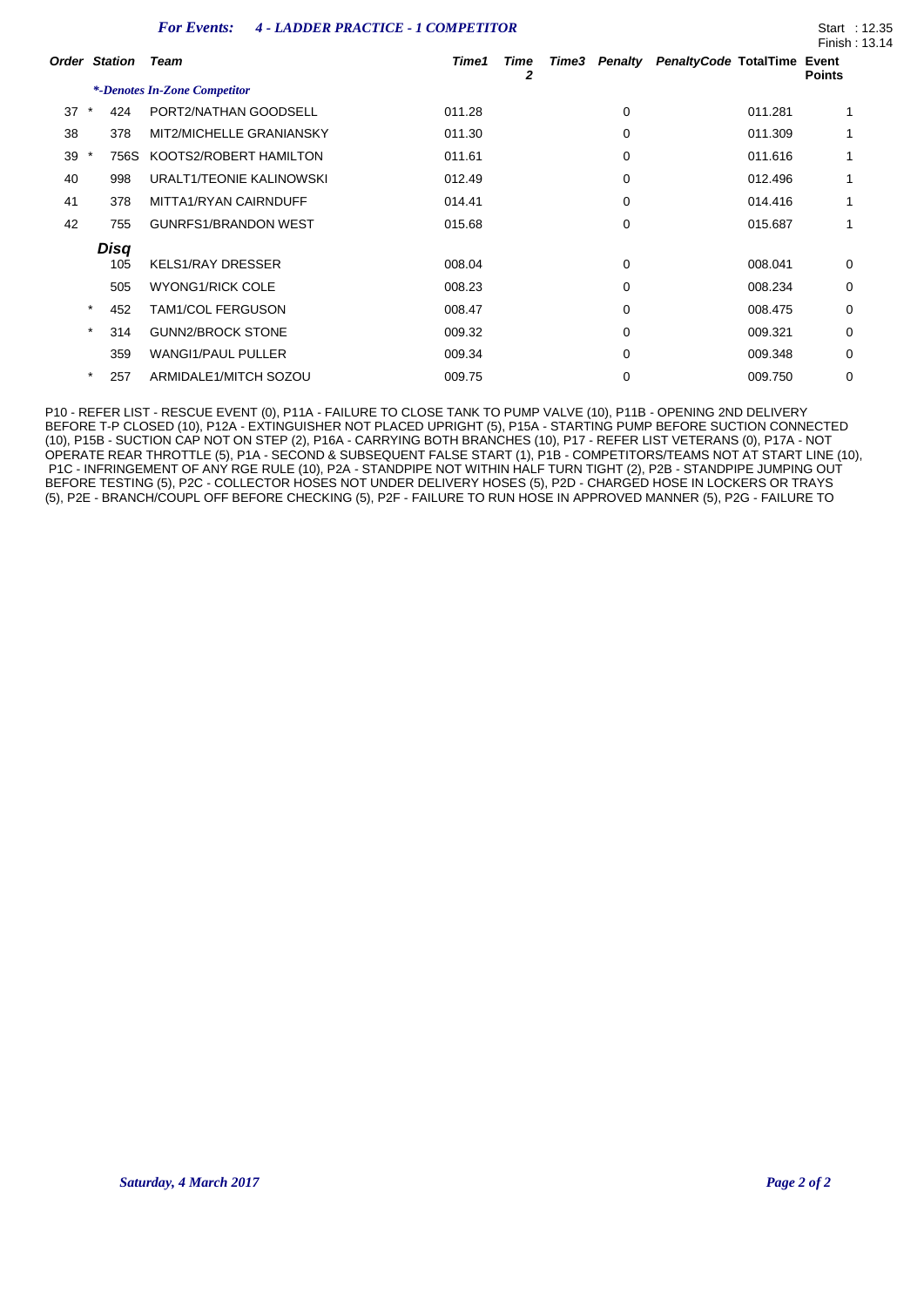*For Events:* ***4 - LADDER PRACTICE - 1 COMPETITOR***

Start : 12.35
Finish : 13.14

| Order | | Station | Team | Time1 | Time 2 | Time3 | Penalty | PenaltyCode | TotalTime | Event Points |
|---|---|---|---|---|---|---|---|---|---|---|
| | | | *\*-Denotes In-Zone Competitor* | | | | | | | |
| 37 | * | 424 | PORT2/NATHAN GOODSELL | 011.28 | | | 0 | | 011.281 | 1 |
| 38 | | 378 | MIT2/MICHELLE GRANIANSKY | 011.30 | | | 0 | | 011.309 | 1 |
| 39 | * | 756S | KOOTS2/ROBERT HAMILTON | 011.61 | | | 0 | | 011.616 | 1 |
| 40 | | 998 | URALT1/TEONIE KALINOWSKI | 012.49 | | | 0 | | 012.496 | 1 |
| 41 | | 378 | MITTA1/RYAN CAIRNDUFF | 014.41 | | | 0 | | 014.416 | 1 |
| 42 | | 755 | GUNRFS1/BRANDON WEST | 015.68 | | | 0 | | 015.687 | 1 |
| | | ***Disq*** | | | | | | | | |
| | | 105 | KELS1/RAY DRESSER | 008.04 | | | 0 | | 008.041 | 0 |
| | | 505 | WYONG1/RICK COLE | 008.23 | | | 0 | | 008.234 | 0 |
| | * | 452 | TAM1/COL FERGUSON | 008.47 | | | 0 | | 008.475 | 0 |
| | * | 314 | GUNN2/BROCK STONE | 009.32 | | | 0 | | 009.321 | 0 |
| | | 359 | WANGI1/PAUL PULLER | 009.34 | | | 0 | | 009.348 | 0 |
| | * | 257 | ARMIDALE1/MITCH SOZOU | 009.75 | | | 0 | | 009.750 | 0 |

P10 - REFER LIST - RESCUE EVENT (0), P11A - FAILURE TO CLOSE TANK TO PUMP VALVE (10), P11B - OPENING 2ND DELIVERY BEFORE T-P CLOSED (10), P12A - EXTINGUISHER NOT PLACED UPRIGHT (5), P15A - STARTING PUMP BEFORE SUCTION CONNECTED (10), P15B - SUCTION CAP NOT ON STEP (2), P16A - CARRYING BOTH BRANCHES (10), P17 - REFER LIST VETERANS (0), P17A - NOT OPERATE REAR THROTTLE (5), P1A - SECOND & SUBSEQUENT FALSE START (1), P1B - COMPETITORS/TEAMS NOT AT START LINE (10), P1C - INFRINGEMENT OF ANY RGE RULE (10), P2A - STANDPIPE NOT WITHIN HALF TURN TIGHT (2), P2B - STANDPIPE JUMPING OUT BEFORE TESTING (5), P2C - COLLECTOR HOSES NOT UNDER DELIVERY HOSES (5), P2D - CHARGED HOSE IN LOCKERS OR TRAYS (5), P2E - BRANCH/COUPL OFF BEFORE CHECKING (5), P2F - FAILURE TO RUN HOSE IN APPROVED MANNER (5), P2G - FAILURE TO

*Saturday, 4 March 2017*